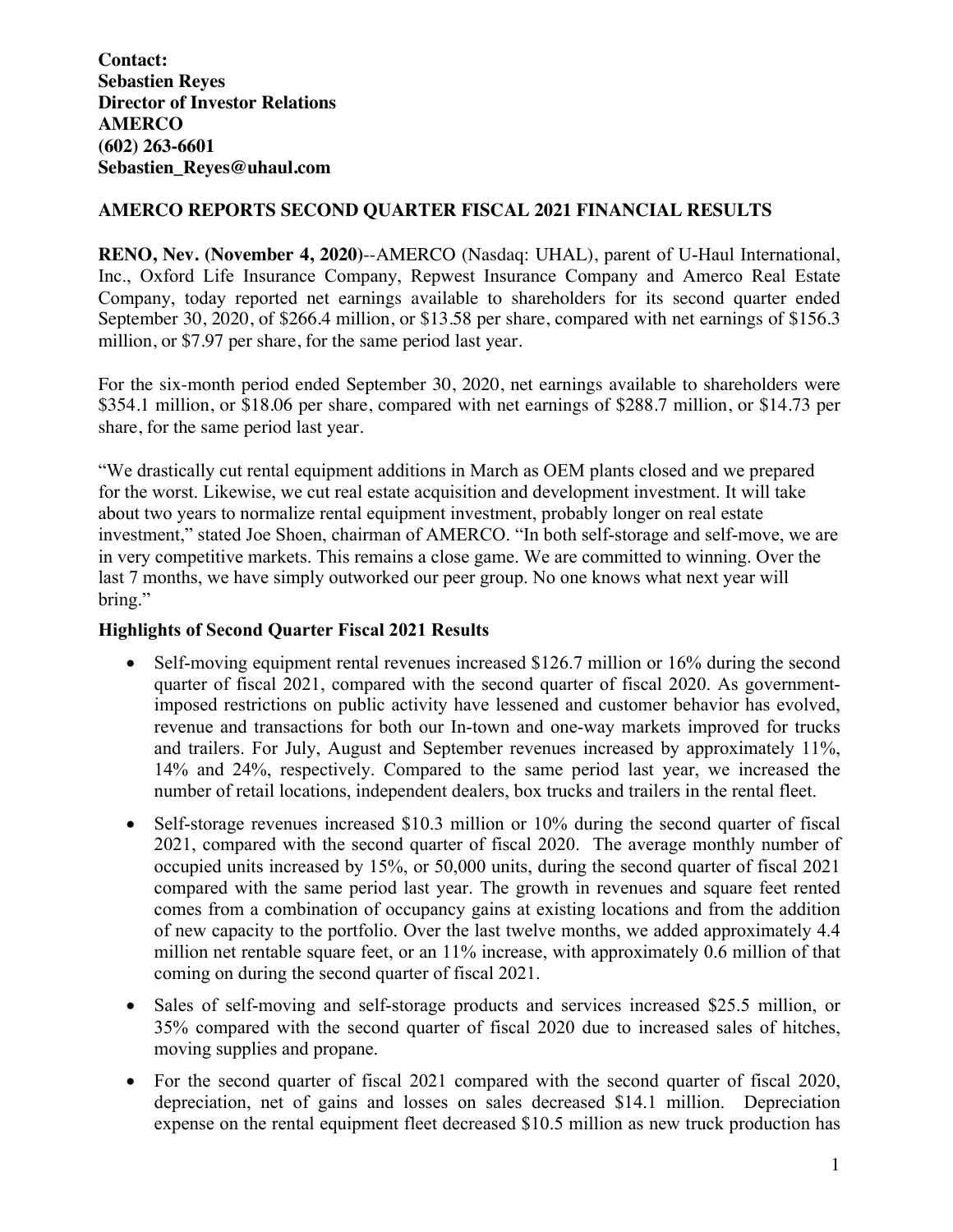**Contact:**
**Sebastien Reyes**
**Director of Investor Relations**
**AMERCO**
**(602) 263-6601**
**Sebastien_Reyes@uhaul.com**

## AMERCO REPORTS SECOND QUARTER FISCAL 2021 FINANCIAL RESULTS

**RENO, Nev. (November 4, 2020)**--AMERCO (Nasdaq: UHAL), parent of U-Haul International, Inc., Oxford Life Insurance Company, Repwest Insurance Company and Amerco Real Estate Company, today reported net earnings available to shareholders for its second quarter ended September 30, 2020, of $266.4 million, or $13.58 per share, compared with net earnings of $156.3 million, or $7.97 per share, for the same period last year.

For the six-month period ended September 30, 2020, net earnings available to shareholders were $354.1 million, or $18.06 per share, compared with net earnings of $288.7 million, or $14.73 per share, for the same period last year.

"We drastically cut rental equipment additions in March as OEM plants closed and we prepared for the worst. Likewise, we cut real estate acquisition and development investment. It will take about two years to normalize rental equipment investment, probably longer on real estate investment," stated Joe Shoen, chairman of AMERCO. "In both self-storage and self-move, we are in very competitive markets. This remains a close game. We are committed to winning. Over the last 7 months, we have simply outworked our peer group. No one knows what next year will bring."

### Highlights of Second Quarter Fiscal 2021 Results

- Self-moving equipment rental revenues increased $126.7 million or 16% during the second quarter of fiscal 2021, compared with the second quarter of fiscal 2020. As government-imposed restrictions on public activity have lessened and customer behavior has evolved, revenue and transactions for both our In-town and one-way markets improved for trucks and trailers. For July, August and September revenues increased by approximately 11%, 14% and 24%, respectively. Compared to the same period last year, we increased the number of retail locations, independent dealers, box trucks and trailers in the rental fleet.
- Self-storage revenues increased $10.3 million or 10% during the second quarter of fiscal 2021, compared with the second quarter of fiscal 2020. The average monthly number of occupied units increased by 15%, or 50,000 units, during the second quarter of fiscal 2021 compared with the same period last year. The growth in revenues and square feet rented comes from a combination of occupancy gains at existing locations and from the addition of new capacity to the portfolio. Over the last twelve months, we added approximately 4.4 million net rentable square feet, or an 11% increase, with approximately 0.6 million of that coming on during the second quarter of fiscal 2021.
- Sales of self-moving and self-storage products and services increased $25.5 million, or 35% compared with the second quarter of fiscal 2020 due to increased sales of hitches, moving supplies and propane.
- For the second quarter of fiscal 2021 compared with the second quarter of fiscal 2020, depreciation, net of gains and losses on sales decreased $14.1 million. Depreciation expense on the rental equipment fleet decreased $10.5 million as new truck production has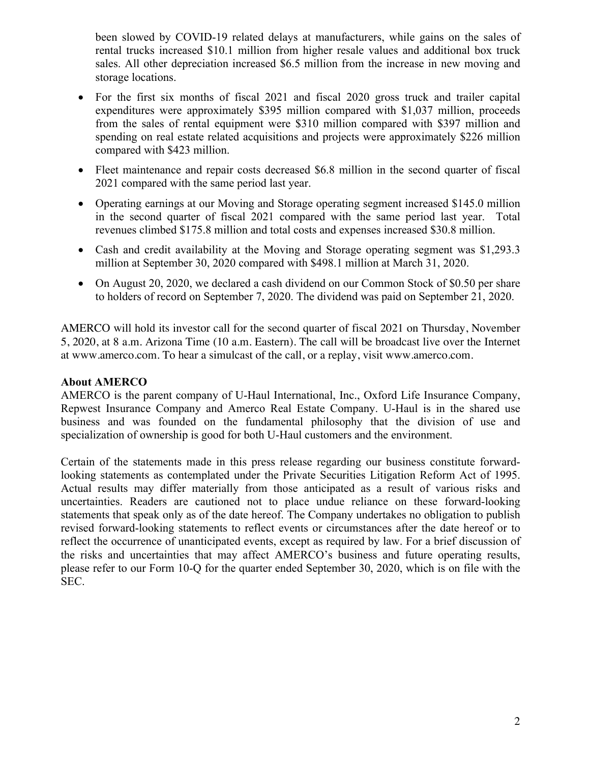been slowed by COVID-19 related delays at manufacturers, while gains on the sales of rental trucks increased $10.1 million from higher resale values and additional box truck sales. All other depreciation increased $6.5 million from the increase in new moving and storage locations.

- For the first six months of fiscal 2021 and fiscal 2020 gross truck and trailer capital expenditures were approximately $395 million compared with $1,037 million, proceeds from the sales of rental equipment were $310 million compared with $397 million and spending on real estate related acquisitions and projects were approximately $226 million compared with $423 million.
- Fleet maintenance and repair costs decreased $6.8 million in the second quarter of fiscal 2021 compared with the same period last year.
- Operating earnings at our Moving and Storage operating segment increased $145.0 million in the second quarter of fiscal 2021 compared with the same period last year. Total revenues climbed $175.8 million and total costs and expenses increased $30.8 million.
- Cash and credit availability at the Moving and Storage operating segment was $1,293.3 million at September 30, 2020 compared with $498.1 million at March 31, 2020.
- On August 20, 2020, we declared a cash dividend on our Common Stock of $0.50 per share to holders of record on September 7, 2020. The dividend was paid on September 21, 2020.

AMERCO will hold its investor call for the second quarter of fiscal 2021 on Thursday, November 5, 2020, at 8 a.m. Arizona Time (10 a.m. Eastern). The call will be broadcast live over the Internet at www.amerco.com. To hear a simulcast of the call, or a replay, visit www.amerco.com.

**About AMERCO**

AMERCO is the parent company of U-Haul International, Inc., Oxford Life Insurance Company, Repwest Insurance Company and Amerco Real Estate Company. U-Haul is in the shared use business and was founded on the fundamental philosophy that the division of use and specialization of ownership is good for both U-Haul customers and the environment.

Certain of the statements made in this press release regarding our business constitute forward-looking statements as contemplated under the Private Securities Litigation Reform Act of 1995. Actual results may differ materially from those anticipated as a result of various risks and uncertainties. Readers are cautioned not to place undue reliance on these forward-looking statements that speak only as of the date hereof. The Company undertakes no obligation to publish revised forward-looking statements to reflect events or circumstances after the date hereof or to reflect the occurrence of unanticipated events, except as required by law. For a brief discussion of the risks and uncertainties that may affect AMERCO's business and future operating results, please refer to our Form 10-Q for the quarter ended September 30, 2020, which is on file with the SEC.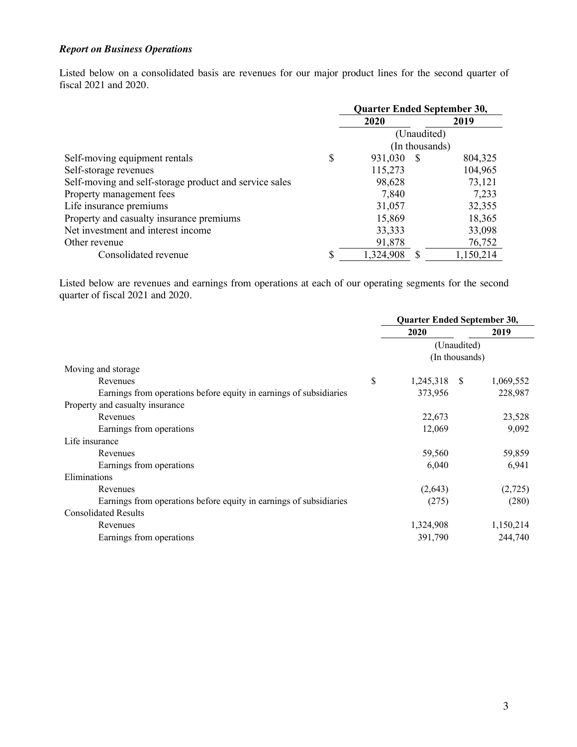***Report on Business Operations***

Listed below on a consolidated basis are revenues for our major product lines for the second quarter of fiscal 2021 and 2020.

| | Quarter Ended September 30, | |
|---|---|---|
| | 2020 | 2019 |
| | (Unaudited) | |
| | (In thousands) | |
| Self-moving equipment rentals | $ 931,030 | $ 804,325 |
| Self-storage revenues | 115,273 | 104,965 |
| Self-moving and self-storage product and service sales | 98,628 | 73,121 |
| Property management fees | 7,840 | 7,233 |
| Life insurance premiums | 31,057 | 32,355 |
| Property and casualty insurance premiums | 15,869 | 18,365 |
| Net investment and interest income | 33,333 | 33,098 |
| Other revenue | 91,878 | 76,752 |
| Consolidated revenue | $ 1,324,908 | $ 1,150,214 |

Listed below are revenues and earnings from operations at each of our operating segments for the second quarter of fiscal 2021 and 2020.

| | Quarter Ended September 30, | |
|---|---|---|
| | 2020 | 2019 |
| | (Unaudited) | |
| | (In thousands) | |
| Moving and storage | | |
| Revenues | $ 1,245,318 | $ 1,069,552 |
| Earnings from operations before equity in earnings of subsidiaries | 373,956 | 228,987 |
| Property and casualty insurance | | |
| Revenues | 22,673 | 23,528 |
| Earnings from operations | 12,069 | 9,092 |
| Life insurance | | |
| Revenues | 59,560 | 59,859 |
| Earnings from operations | 6,040 | 6,941 |
| Eliminations | | |
| Revenues | (2,643) | (2,725) |
| Earnings from operations before equity in earnings of subsidiaries | (275) | (280) |
| Consolidated Results | | |
| Revenues | 1,324,908 | 1,150,214 |
| Earnings from operations | 391,790 | 244,740 |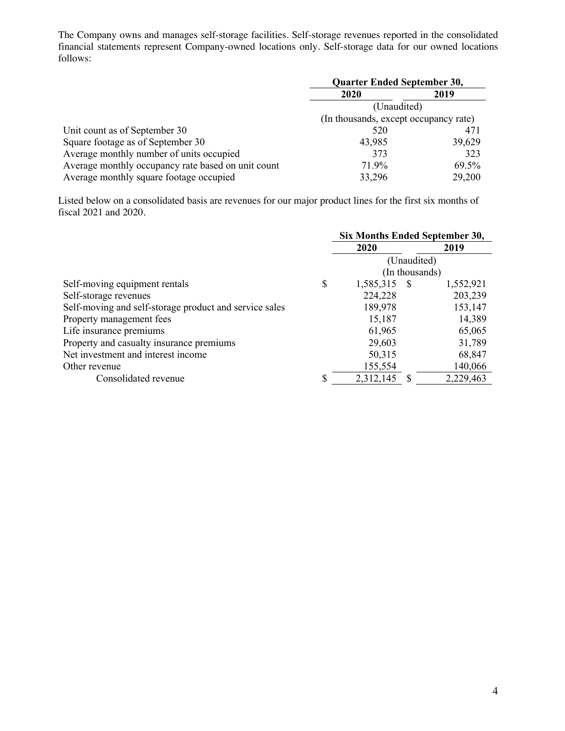The Company owns and manages self-storage facilities. Self-storage revenues reported in the consolidated financial statements represent Company-owned locations only. Self-storage data for our owned locations follows:

| | Quarter Ended September 30, | |
|---|---|---|
| | 2020 | 2019 |
| | (Unaudited) | |
| | (In thousands, except occupancy rate) | |
| Unit count as of September 30 | 520 | 471 |
| Square footage as of September 30 | 43,985 | 39,629 |
| Average monthly number of units occupied | 373 | 323 |
| Average monthly occupancy rate based on unit count | 71.9% | 69.5% |
| Average monthly square footage occupied | 33,296 | 29,200 |

Listed below on a consolidated basis are revenues for our major product lines for the first six months of fiscal 2021 and 2020.

| | Six Months Ended September 30, | |
|---|---|---|
| | 2020 | 2019 |
| | (Unaudited) | |
| | (In thousands) | |
| Self-moving equipment rentals | $ 1,585,315 | $ 1,552,921 |
| Self-storage revenues | 224,228 | 203,239 |
| Self-moving and self-storage product and service sales | 189,978 | 153,147 |
| Property management fees | 15,187 | 14,389 |
| Life insurance premiums | 61,965 | 65,065 |
| Property and casualty insurance premiums | 29,603 | 31,789 |
| Net investment and interest income | 50,315 | 68,847 |
| Other revenue | 155,554 | 140,066 |
| Consolidated revenue | $ 2,312,145 | $ 2,229,463 |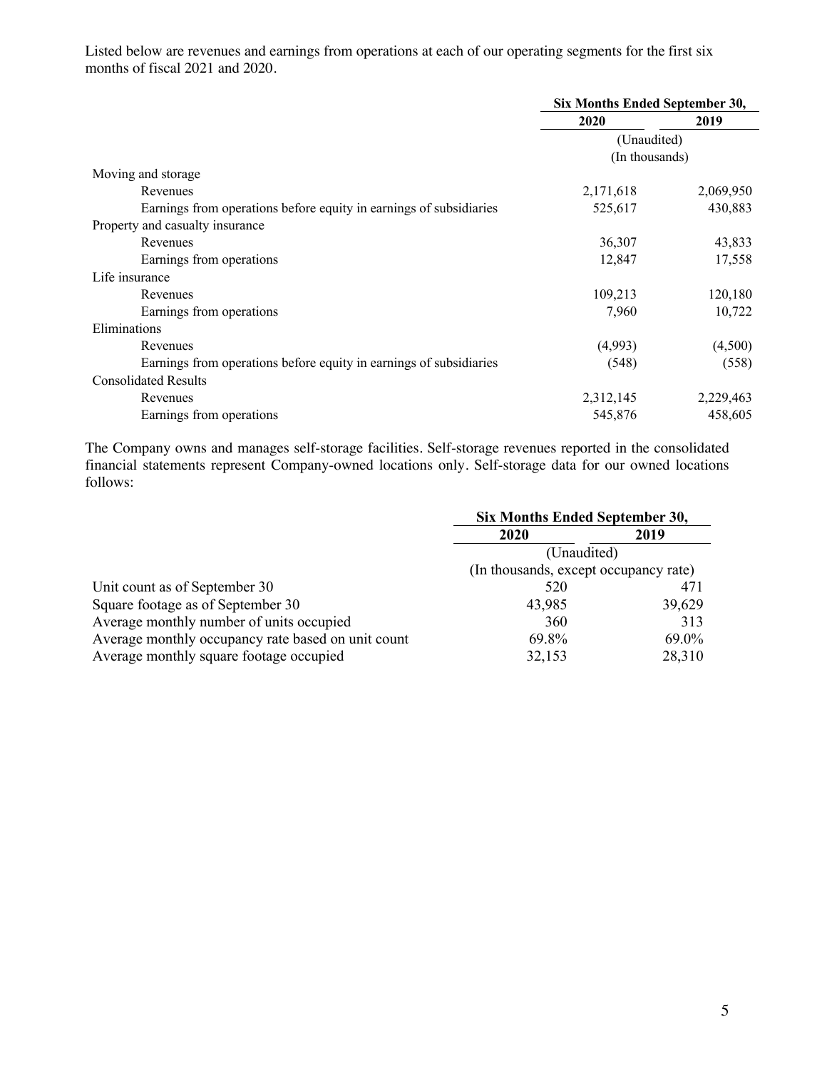Listed below are revenues and earnings from operations at each of our operating segments for the first six months of fiscal 2021 and 2020.

| | Six Months Ended September 30, | |
|---|---|---|
| | 2020 | 2019 |
| | (Unaudited) | |
| | (In thousands) | |
| Moving and storage | | |
| Revenues | 2,171,618 | 2,069,950 |
| Earnings from operations before equity in earnings of subsidiaries | 525,617 | 430,883 |
| Property and casualty insurance | | |
| Revenues | 36,307 | 43,833 |
| Earnings from operations | 12,847 | 17,558 |
| Life insurance | | |
| Revenues | 109,213 | 120,180 |
| Earnings from operations | 7,960 | 10,722 |
| Eliminations | | |
| Revenues | (4,993) | (4,500) |
| Earnings from operations before equity in earnings of subsidiaries | (548) | (558) |
| Consolidated Results | | |
| Revenues | 2,312,145 | 2,229,463 |
| Earnings from operations | 545,876 | 458,605 |

The Company owns and manages self-storage facilities. Self-storage revenues reported in the consolidated financial statements represent Company-owned locations only. Self-storage data for our owned locations follows:

| | Six Months Ended September 30, | |
|---|---|---|
| | 2020 | 2019 |
| | (Unaudited) | |
| | (In thousands, except occupancy rate) | |
| Unit count as of September 30 | 520 | 471 |
| Square footage as of September 30 | 43,985 | 39,629 |
| Average monthly number of units occupied | 360 | 313 |
| Average monthly occupancy rate based on unit count | 69.8% | 69.0% |
| Average monthly square footage occupied | 32,153 | 28,310 |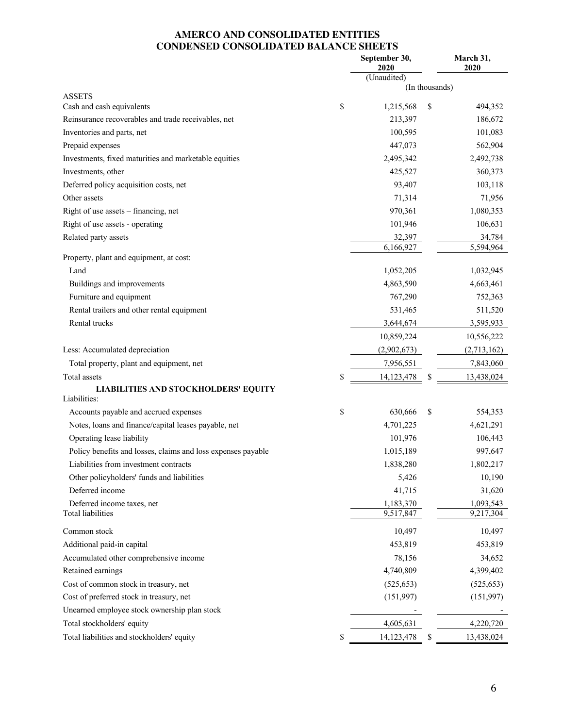# AMERCO AND CONSOLIDATED ENTITIES
## CONDENSED CONSOLIDATED BALANCE SHEETS

| | September 30, 2020 | March 31, 2020 |
|---|---|---|
| | (Unaudited) | |
| | (In thousands) | |
| **ASSETS** | | |
| Cash and cash equivalents | $ 1,215,568 | $ 494,352 |
| Reinsurance recoverables and trade receivables, net | 213,397 | 186,672 |
| Inventories and parts, net | 100,595 | 101,083 |
| Prepaid expenses | 447,073 | 562,904 |
| Investments, fixed maturities and marketable equities | 2,495,342 | 2,492,738 |
| Investments, other | 425,527 | 360,373 |
| Deferred policy acquisition costs, net | 93,407 | 103,118 |
| Other assets | 71,314 | 71,956 |
| Right of use assets – financing, net | 970,361 | 1,080,353 |
| Right of use assets - operating | 101,946 | 106,631 |
| Related party assets | 32,397 | 34,784 |
| | 6,166,927 | 5,594,964 |
| Property, plant and equipment, at cost: | | |
| Land | 1,052,205 | 1,032,945 |
| Buildings and improvements | 4,863,590 | 4,663,461 |
| Furniture and equipment | 767,290 | 752,363 |
| Rental trailers and other rental equipment | 531,465 | 511,520 |
| Rental trucks | 3,644,674 | 3,595,933 |
| | 10,859,224 | 10,556,222 |
| Less: Accumulated depreciation | (2,902,673) | (2,713,162) |
| Total property, plant and equipment, net | 7,956,551 | 7,843,060 |
| Total assets | $ 14,123,478 | $ 13,438,024 |
| **LIABILITIES AND STOCKHOLDERS' EQUITY** | | |
| Liabilities: | | |
| Accounts payable and accrued expenses | $ 630,666 | $ 554,353 |
| Notes, loans and finance/capital leases payable, net | 4,701,225 | 4,621,291 |
| Operating lease liability | 101,976 | 106,443 |
| Policy benefits and losses, claims and loss expenses payable | 1,015,189 | 997,647 |
| Liabilities from investment contracts | 1,838,280 | 1,802,217 |
| Other policyholders' funds and liabilities | 5,426 | 10,190 |
| Deferred income | 41,715 | 31,620 |
| Deferred income taxes, net | 1,183,370 | 1,093,543 |
| Total liabilities | 9,517,847 | 9,217,304 |
| Common stock | 10,497 | 10,497 |
| Additional paid-in capital | 453,819 | 453,819 |
| Accumulated other comprehensive income | 78,156 | 34,652 |
| Retained earnings | 4,740,809 | 4,399,402 |
| Cost of common stock in treasury, net | (525,653) | (525,653) |
| Cost of preferred stock in treasury, net | (151,997) | (151,997) |
| Unearned employee stock ownership plan stock | - | - |
| Total stockholders' equity | 4,605,631 | 4,220,720 |
| Total liabilities and stockholders' equity | $ 14,123,478 | $ 13,438,024 |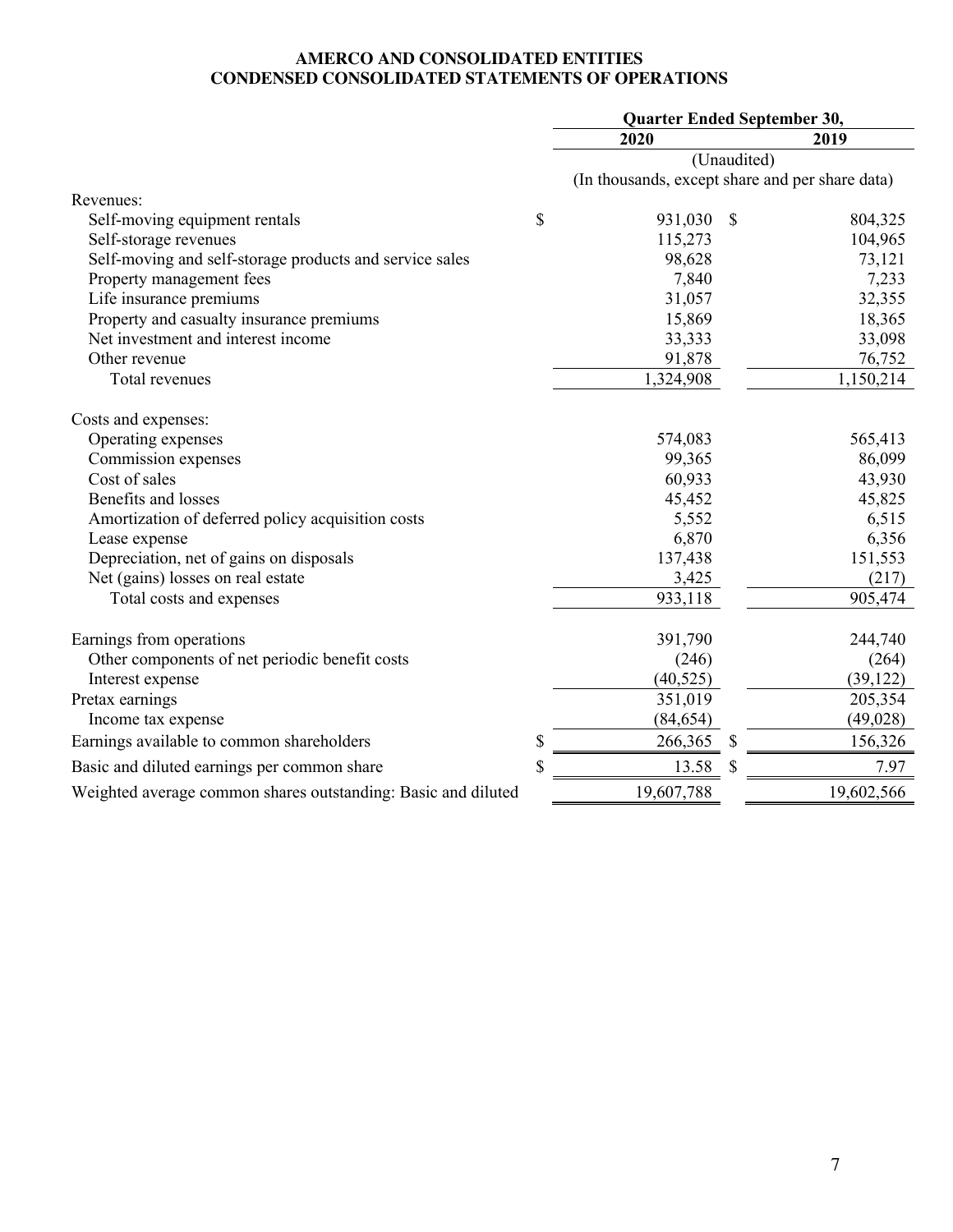**AMERCO AND CONSOLIDATED ENTITIES**
**CONDENSED CONSOLIDATED STATEMENTS OF OPERATIONS**

| | Quarter Ended September 30, | |
|---|---|---|
| | 2020 | 2019 |
| | (Unaudited) | |
| | (In thousands, except share and per share data) | |
| Revenues: | | |
| Self-moving equipment rentals | $ 931,030 | $ 804,325 |
| Self-storage revenues | 115,273 | 104,965 |
| Self-moving and self-storage products and service sales | 98,628 | 73,121 |
| Property management fees | 7,840 | 7,233 |
| Life insurance premiums | 31,057 | 32,355 |
| Property and casualty insurance premiums | 15,869 | 18,365 |
| Net investment and interest income | 33,333 | 33,098 |
| Other revenue | 91,878 | 76,752 |
| Total revenues | 1,324,908 | 1,150,214 |
| Costs and expenses: | | |
| Operating expenses | 574,083 | 565,413 |
| Commission expenses | 99,365 | 86,099 |
| Cost of sales | 60,933 | 43,930 |
| Benefits and losses | 45,452 | 45,825 |
| Amortization of deferred policy acquisition costs | 5,552 | 6,515 |
| Lease expense | 6,870 | 6,356 |
| Depreciation, net of gains on disposals | 137,438 | 151,553 |
| Net (gains) losses on real estate | 3,425 | (217) |
| Total costs and expenses | 933,118 | 905,474 |
| Earnings from operations | 391,790 | 244,740 |
| Other components of net periodic benefit costs | (246) | (264) |
| Interest expense | (40,525) | (39,122) |
| Pretax earnings | 351,019 | 205,354 |
| Income tax expense | (84,654) | (49,028) |
| Earnings available to common shareholders | $ 266,365 | $ 156,326 |
| Basic and diluted earnings per common share | $ 13.58 | $ 7.97 |
| Weighted average common shares outstanding: Basic and diluted | 19,607,788 | 19,602,566 |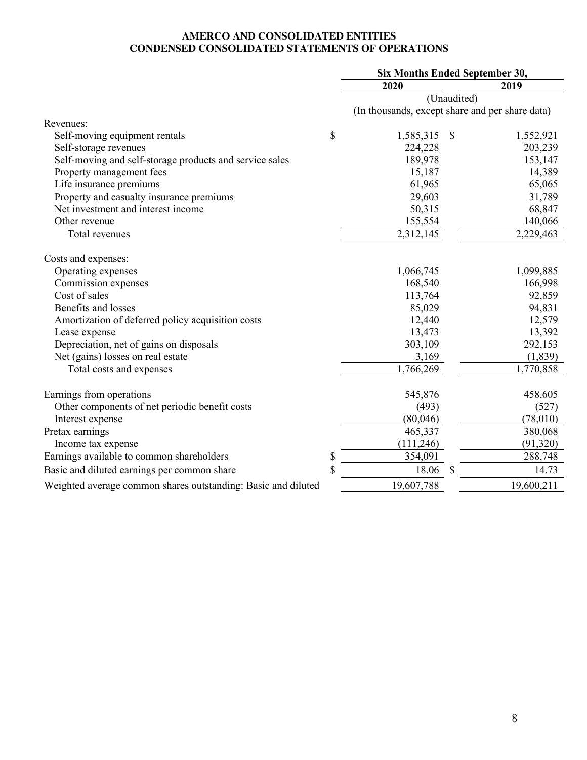**AMERCO AND CONSOLIDATED ENTITIES**
**CONDENSED CONSOLIDATED STATEMENTS OF OPERATIONS**

| | Six Months Ended September 30, | |
|---|---|---|
| | 2020 | 2019 |
| | (Unaudited) | |
| | (In thousands, except share and per share data) | |
| Revenues: | | |
| Self-moving equipment rentals | $ 1,585,315 | $ 1,552,921 |
| Self-storage revenues | 224,228 | 203,239 |
| Self-moving and self-storage products and service sales | 189,978 | 153,147 |
| Property management fees | 15,187 | 14,389 |
| Life insurance premiums | 61,965 | 65,065 |
| Property and casualty insurance premiums | 29,603 | 31,789 |
| Net investment and interest income | 50,315 | 68,847 |
| Other revenue | 155,554 | 140,066 |
| Total revenues | 2,312,145 | 2,229,463 |
| Costs and expenses: | | |
| Operating expenses | 1,066,745 | 1,099,885 |
| Commission expenses | 168,540 | 166,998 |
| Cost of sales | 113,764 | 92,859 |
| Benefits and losses | 85,029 | 94,831 |
| Amortization of deferred policy acquisition costs | 12,440 | 12,579 |
| Lease expense | 13,473 | 13,392 |
| Depreciation, net of gains on disposals | 303,109 | 292,153 |
| Net (gains) losses on real estate | 3,169 | (1,839) |
| Total costs and expenses | 1,766,269 | 1,770,858 |
| Earnings from operations | 545,876 | 458,605 |
| Other components of net periodic benefit costs | (493) | (527) |
| Interest expense | (80,046) | (78,010) |
| Pretax earnings | 465,337 | 380,068 |
| Income tax expense | (111,246) | (91,320) |
| Earnings available to common shareholders | $ 354,091 | 288,748 |
| Basic and diluted earnings per common share | $ 18.06 | $ 14.73 |
| Weighted average common shares outstanding: Basic and diluted | 19,607,788 | 19,600,211 |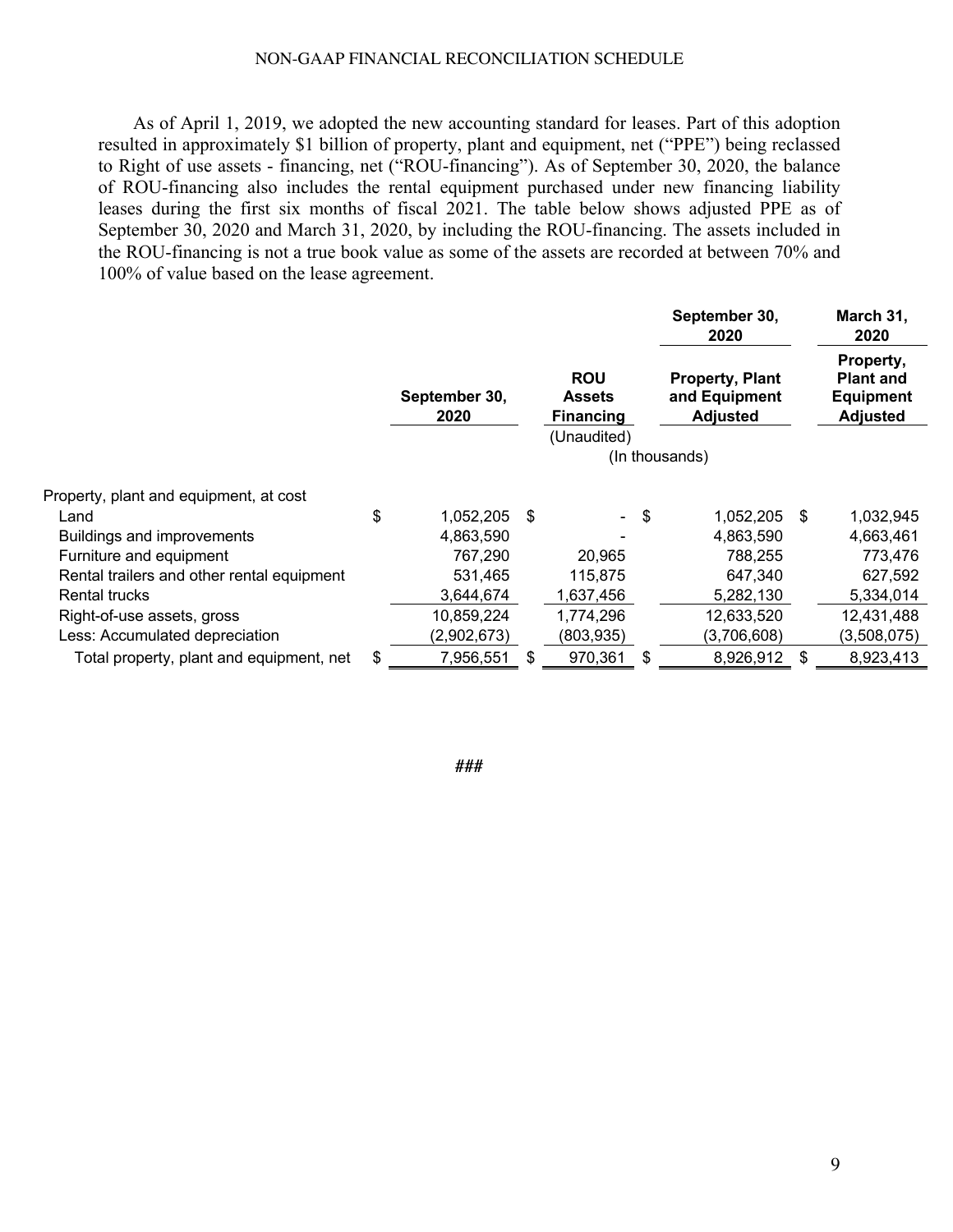# NON-GAAP FINANCIAL RECONCILIATION SCHEDULE

As of April 1, 2019, we adopted the new accounting standard for leases. Part of this adoption resulted in approximately $1 billion of property, plant and equipment, net ("PPE") being reclassed to Right of use assets - financing, net ("ROU-financing"). As of September 30, 2020, the balance of ROU-financing also includes the rental equipment purchased under new financing liability leases during the first six months of fiscal 2021. The table below shows adjusted PPE as of September 30, 2020 and March 31, 2020, by including the ROU-financing. The assets included in the ROU-financing is not a true book value as some of the assets are recorded at between 70% and 100% of value based on the lease agreement.

| | | | September 30, 2020 | March 31, 2020 |
|---|---|---|---|---|
| | September 30, 2020 | ROU Assets Financing | Property, Plant and Equipment Adjusted | Property, Plant and Equipment Adjusted |
| | | (Unaudited) (In thousands) | | |
| Property, plant and equipment, at cost | | | | |
| Land | $ 1,052,205 | $ - | $ 1,052,205 | $ 1,032,945 |
| Buildings and improvements | 4,863,590 | - | 4,863,590 | 4,663,461 |
| Furniture and equipment | 767,290 | 20,965 | 788,255 | 773,476 |
| Rental trailers and other rental equipment | 531,465 | 115,875 | 647,340 | 627,592 |
| Rental trucks | 3,644,674 | 1,637,456 | 5,282,130 | 5,334,014 |
| Right-of-use assets, gross | 10,859,224 | 1,774,296 | 12,633,520 | 12,431,488 |
| Less: Accumulated depreciation | (2,902,673) | (803,935) | (3,706,608) | (3,508,075) |
| Total property, plant and equipment, net | $ 7,956,551 | $ 970,361 | $ 8,926,912 | $ 8,923,413 |

***###***